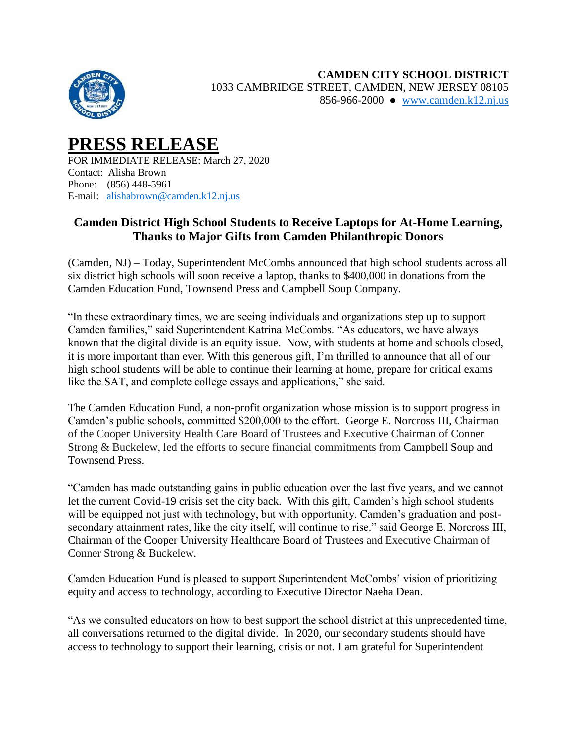**CAMDEN CITY SCHOOL DISTRICT**
1033 CAMBRIDGE STREET, CAMDEN, NEW JERSEY 08105
856-966-2000 ● www.camden.k12.nj.us

# PRESS RELEASE

FOR IMMEDIATE RELEASE: March 27, 2020
Contact: Alisha Brown
Phone: (856) 448-5961
E-mail: alishabrown@camden.k12.nj.us

## Camden District High School Students to Receive Laptops for At-Home Learning, Thanks to Major Gifts from Camden Philanthropic Donors

(Camden, NJ) – Today, Superintendent McCombs announced that high school students across all six district high schools will soon receive a laptop, thanks to $400,000 in donations from the Camden Education Fund, Townsend Press and Campbell Soup Company.

"In these extraordinary times, we are seeing individuals and organizations step up to support Camden families," said Superintendent Katrina McCombs. "As educators, we have always known that the digital divide is an equity issue. Now, with students at home and schools closed, it is more important than ever. With this generous gift, I'm thrilled to announce that all of our high school students will be able to continue their learning at home, prepare for critical exams like the SAT, and complete college essays and applications," she said.

The Camden Education Fund, a non-profit organization whose mission is to support progress in Camden's public schools, committed $200,000 to the effort. George E. Norcross III, Chairman of the Cooper University Health Care Board of Trustees and Executive Chairman of Conner Strong & Buckelew, led the efforts to secure financial commitments from Campbell Soup and Townsend Press.

"Camden has made outstanding gains in public education over the last five years, and we cannot let the current Covid-19 crisis set the city back. With this gift, Camden's high school students will be equipped not just with technology, but with opportunity. Camden's graduation and post-secondary attainment rates, like the city itself, will continue to rise." said George E. Norcross III, Chairman of the Cooper University Healthcare Board of Trustees and Executive Chairman of Conner Strong & Buckelew.

Camden Education Fund is pleased to support Superintendent McCombs' vision of prioritizing equity and access to technology, according to Executive Director Naeha Dean.

"As we consulted educators on how to best support the school district at this unprecedented time, all conversations returned to the digital divide. In 2020, our secondary students should have access to technology to support their learning, crisis or not. I am grateful for Superintendent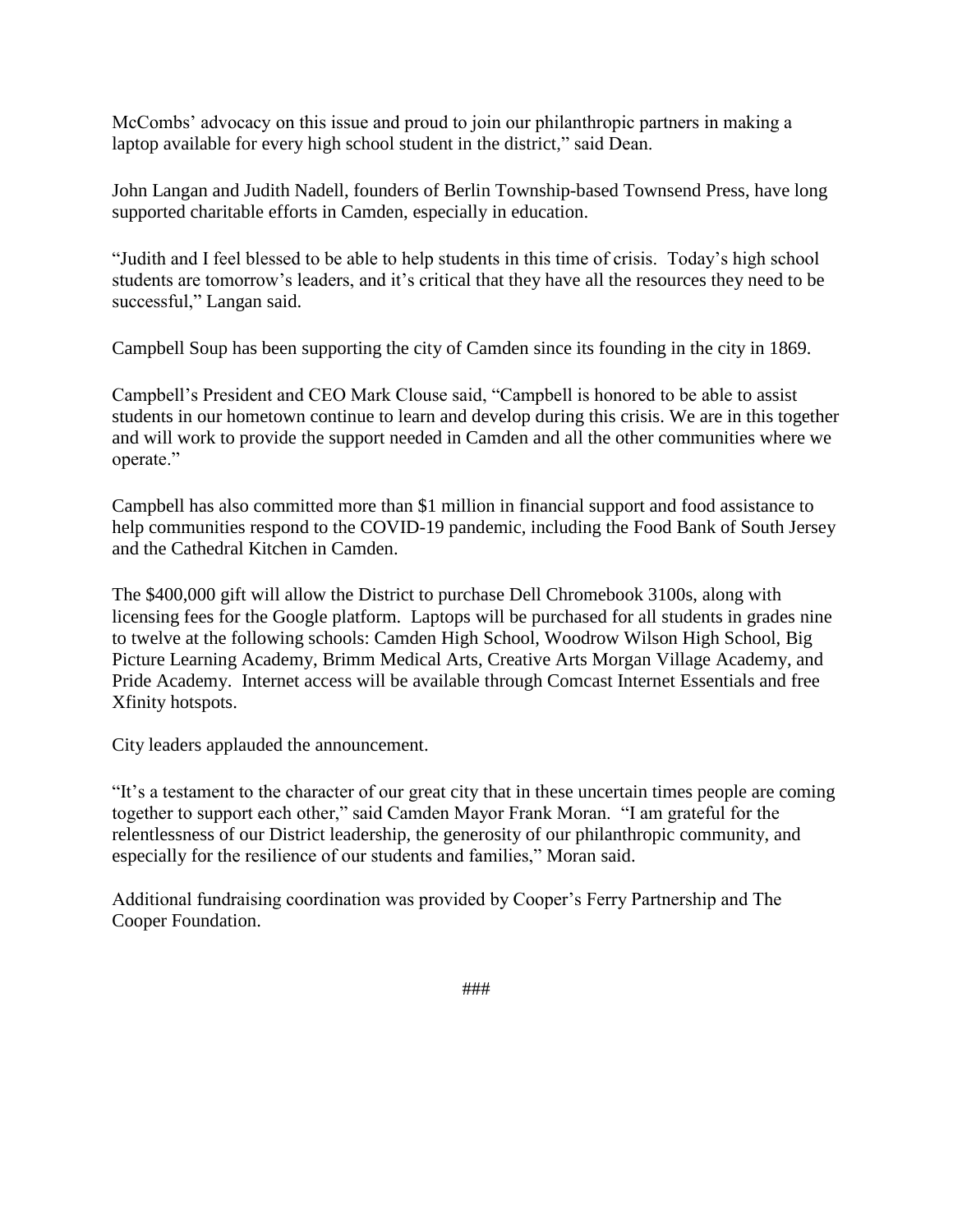McCombs' advocacy on this issue and proud to join our philanthropic partners in making a laptop available for every high school student in the district," said Dean.

John Langan and Judith Nadell, founders of Berlin Township-based Townsend Press, have long supported charitable efforts in Camden, especially in education.

"Judith and I feel blessed to be able to help students in this time of crisis. Today's high school students are tomorrow's leaders, and it's critical that they have all the resources they need to be successful," Langan said.

Campbell Soup has been supporting the city of Camden since its founding in the city in 1869.

Campbell's President and CEO Mark Clouse said, "Campbell is honored to be able to assist students in our hometown continue to learn and develop during this crisis. We are in this together and will work to provide the support needed in Camden and all the other communities where we operate."

Campbell has also committed more than $1 million in financial support and food assistance to help communities respond to the COVID-19 pandemic, including the Food Bank of South Jersey and the Cathedral Kitchen in Camden.

The $400,000 gift will allow the District to purchase Dell Chromebook 3100s, along with licensing fees for the Google platform. Laptops will be purchased for all students in grades nine to twelve at the following schools: Camden High School, Woodrow Wilson High School, Big Picture Learning Academy, Brimm Medical Arts, Creative Arts Morgan Village Academy, and Pride Academy. Internet access will be available through Comcast Internet Essentials and free Xfinity hotspots.

City leaders applauded the announcement.

"It's a testament to the character of our great city that in these uncertain times people are coming together to support each other," said Camden Mayor Frank Moran. "I am grateful for the relentlessness of our District leadership, the generosity of our philanthropic community, and especially for the resilience of our students and families," Moran said.

Additional fundraising coordination was provided by Cooper's Ferry Partnership and The Cooper Foundation.

###